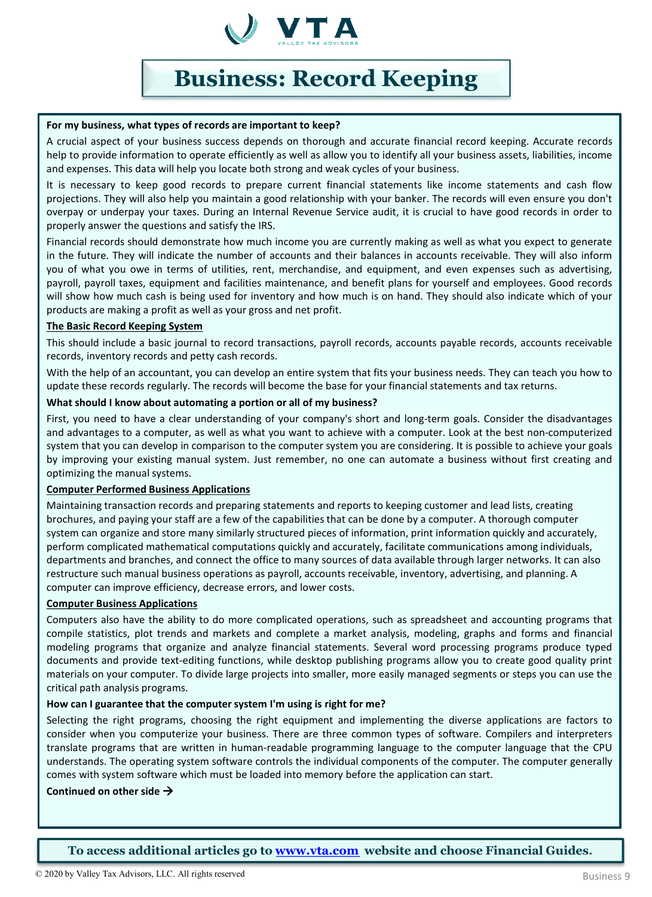# Business: Record Keeping

**For my business, what types of records are important to keep?**

A crucial aspect of your business success depends on thorough and accurate financial record keeping. Accurate records help to provide information to operate efficiently as well as allow you to identify all your business assets, liabilities, income and expenses. This data will help you locate both strong and weak cycles of your business.

It is necessary to keep good records to prepare current financial statements like income statements and cash flow projections. They will also help you maintain a good relationship with your banker. The records will even ensure you don't overpay or underpay your taxes. During an Internal Revenue Service audit, it is crucial to have good records in order to properly answer the questions and satisfy the IRS.

Financial records should demonstrate how much income you are currently making as well as what you expect to generate in the future. They will indicate the number of accounts and their balances in accounts receivable. They will also inform you of what you owe in terms of utilities, rent, merchandise, and equipment, and even expenses such as advertising, payroll, payroll taxes, equipment and facilities maintenance, and benefit plans for yourself and employees. Good records will show how much cash is being used for inventory and how much is on hand. They should also indicate which of your products are making a profit as well as your gross and net profit.

**The Basic Record Keeping System**

This should include a basic journal to record transactions, payroll records, accounts payable records, accounts receivable records, inventory records and petty cash records.

With the help of an accountant, you can develop an entire system that fits your business needs. They can teach you how to update these records regularly. The records will become the base for your financial statements and tax returns.

**What should I know about automating a portion or all of my business?**

First, you need to have a clear understanding of your company's short and long-term goals. Consider the disadvantages and advantages to a computer, as well as what you want to achieve with a computer. Look at the best non-computerized system that you can develop in comparison to the computer system you are considering. It is possible to achieve your goals by improving your existing manual system. Just remember, no one can automate a business without first creating and optimizing the manual systems.

**Computer Performed Business Applications**

Maintaining transaction records and preparing statements and reports to keeping customer and lead lists, creating brochures, and paying your staff are a few of the capabilities that can be done by a computer. A thorough computer system can organize and store many similarly structured pieces of information, print information quickly and accurately, perform complicated mathematical computations quickly and accurately, facilitate communications among individuals, departments and branches, and connect the office to many sources of data available through larger networks. It can also restructure such manual business operations as payroll, accounts receivable, inventory, advertising, and planning. A computer can improve efficiency, decrease errors, and lower costs.

**Computer Business Applications**

Computers also have the ability to do more complicated operations, such as spreadsheet and accounting programs that compile statistics, plot trends and markets and complete a market analysis, modeling, graphs and forms and financial modeling programs that organize and analyze financial statements. Several word processing programs produce typed documents and provide text-editing functions, while desktop publishing programs allow you to create good quality print materials on your computer. To divide large projects into smaller, more easily managed segments or steps you can use the critical path analysis programs.

**How can I guarantee that the computer system I'm using is right for me?**

Selecting the right programs, choosing the right equipment and implementing the diverse applications are factors to consider when you computerize your business. There are three common types of software. Compilers and interpreters translate programs that are written in human-readable programming language to the computer language that the CPU understands. The operating system software controls the individual components of the computer. The computer generally comes with system software which must be loaded into memory before the application can start.

**Continued on other side →**

**To access additional articles go to [www.vta.com](http://www.vta.com) website and choose Financial Guides.**

© 2020 by Valley Tax Advisors, LLC. All rights reserved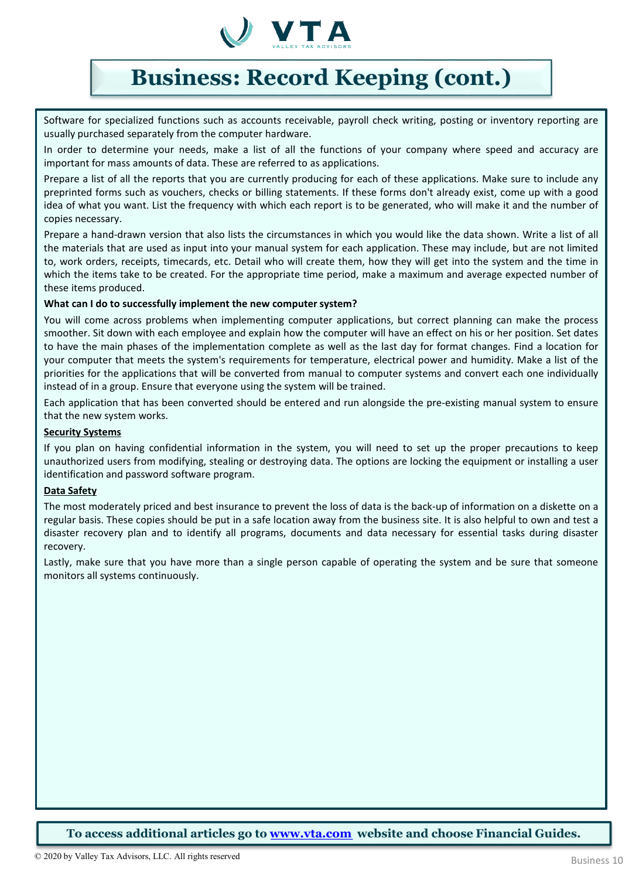# Business: Record Keeping (cont.)

Software for specialized functions such as accounts receivable, payroll check writing, posting or inventory reporting are usually purchased separately from the computer hardware.

In order to determine your needs, make a list of all the functions of your company where speed and accuracy are important for mass amounts of data. These are referred to as applications.

Prepare a list of all the reports that you are currently producing for each of these applications. Make sure to include any preprinted forms such as vouchers, checks or billing statements. If these forms don't already exist, come up with a good idea of what you want. List the frequency with which each report is to be generated, who will make it and the number of copies necessary.

Prepare a hand-drawn version that also lists the circumstances in which you would like the data shown. Write a list of all the materials that are used as input into your manual system for each application. These may include, but are not limited to, work orders, receipts, timecards, etc. Detail who will create them, how they will get into the system and the time in which the items take to be created. For the appropriate time period, make a maximum and average expected number of these items produced.

**What can I do to successfully implement the new computer system?**

You will come across problems when implementing computer applications, but correct planning can make the process smoother. Sit down with each employee and explain how the computer will have an effect on his or her position. Set dates to have the main phases of the implementation complete as well as the last day for format changes. Find a location for your computer that meets the system's requirements for temperature, electrical power and humidity. Make a list of the priorities for the applications that will be converted from manual to computer systems and convert each one individually instead of in a group. Ensure that everyone using the system will be trained.

Each application that has been converted should be entered and run alongside the pre-existing manual system to ensure that the new system works.

**Security Systems**

If you plan on having confidential information in the system, you will need to set up the proper precautions to keep unauthorized users from modifying, stealing or destroying data. The options are locking the equipment or installing a user identification and password software program.

**Data Safety**

The most moderately priced and best insurance to prevent the loss of data is the back-up of information on a diskette on a regular basis. These copies should be put in a safe location away from the business site. It is also helpful to own and test a disaster recovery plan and to identify all programs, documents and data necessary for essential tasks during disaster recovery.

Lastly, make sure that you have more than a single person capable of operating the system and be sure that someone monitors all systems continuously.

**To access additional articles go to www.vta.com website and choose Financial Guides.**

© 2020 by Valley Tax Advisors, LLC. All rights reserved